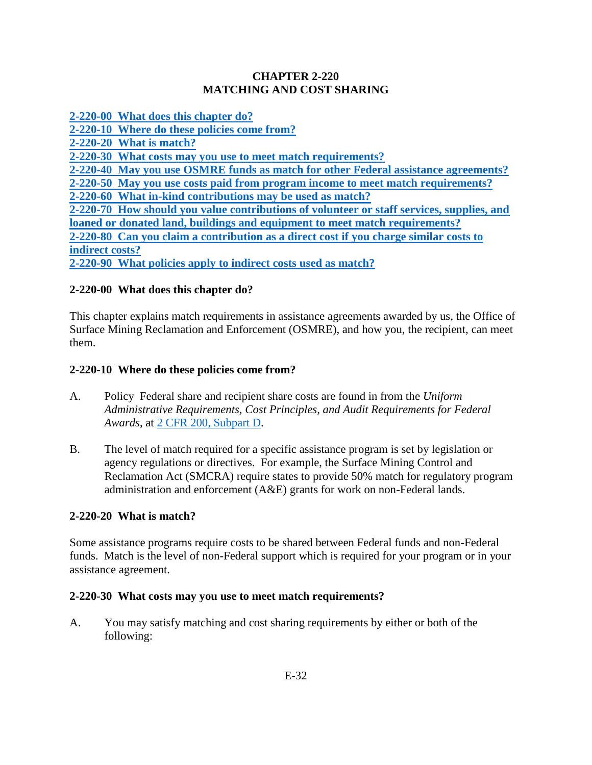# CHAPTER 2-220
# MATCHING AND COST SHARING

[2-220-00 What does this chapter do?](#)
[2-220-10 Where do these policies come from?](#)
[2-220-20 What is match?](#)
[2-220-30 What costs may you use to meet match requirements?](#)
[2-220-40 May you use OSMRE funds as match for other Federal assistance agreements?](#)
[2-220-50 May you use costs paid from program income to meet match requirements?](#)
[2-220-60 What in-kind contributions may be used as match?](#)
[2-220-70 How should you value contributions of volunteer or staff services, supplies, and loaned or donated land, buildings and equipment to meet match requirements?](#)
[2-220-80 Can you claim a contribution as a direct cost if you charge similar costs to indirect costs?](#)
[2-220-90 What policies apply to indirect costs used as match?](#)

## 2-220-00 What does this chapter do?

This chapter explains match requirements in assistance agreements awarded by us, the Office of Surface Mining Reclamation and Enforcement (OSMRE), and how you, the recipient, can meet them.

## 2-220-10 Where do these policies come from?

A. Policy Federal share and recipient share costs are found in from the *Uniform Administrative Requirements, Cost Principles, and Audit Requirements for Federal Awards*, at [2 CFR 200, Subpart D](#).

B. The level of match required for a specific assistance program is set by legislation or agency regulations or directives. For example, the Surface Mining Control and Reclamation Act (SMCRA) require states to provide 50% match for regulatory program administration and enforcement (A&E) grants for work on non-Federal lands.

## 2-220-20 What is match?

Some assistance programs require costs to be shared between Federal funds and non-Federal funds. Match is the level of non-Federal support which is required for your program or in your assistance agreement.

## 2-220-30 What costs may you use to meet match requirements?

A. You may satisfy matching and cost sharing requirements by either or both of the following: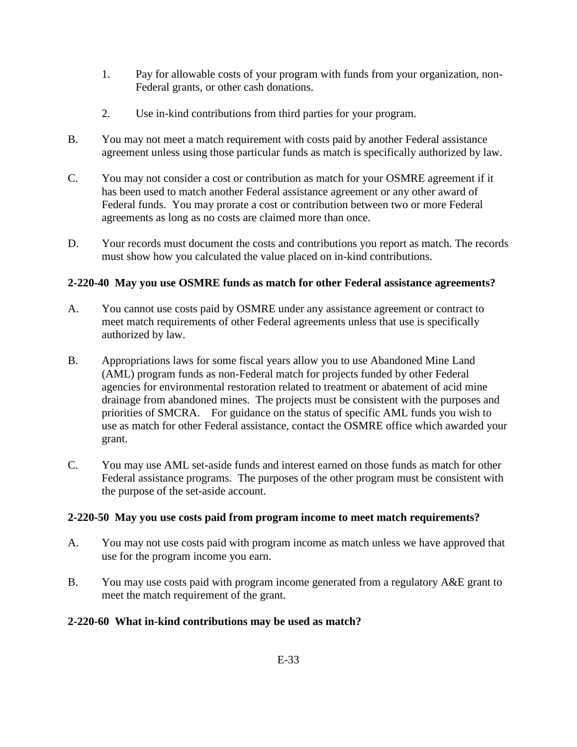1. Pay for allowable costs of your program with funds from your organization, non-Federal grants, or other cash donations.

2. Use in-kind contributions from third parties for your program.

B. You may not meet a match requirement with costs paid by another Federal assistance agreement unless using those particular funds as match is specifically authorized by law.

C. You may not consider a cost or contribution as match for your OSMRE agreement if it has been used to match another Federal assistance agreement or any other award of Federal funds. You may prorate a cost or contribution between two or more Federal agreements as long as no costs are claimed more than once.

D. Your records must document the costs and contributions you report as match. The records must show how you calculated the value placed on in-kind contributions.

**2-220-40 May you use OSMRE funds as match for other Federal assistance agreements?**

A. You cannot use costs paid by OSMRE under any assistance agreement or contract to meet match requirements of other Federal agreements unless that use is specifically authorized by law.

B. Appropriations laws for some fiscal years allow you to use Abandoned Mine Land (AML) program funds as non-Federal match for projects funded by other Federal agencies for environmental restoration related to treatment or abatement of acid mine drainage from abandoned mines. The projects must be consistent with the purposes and priorities of SMCRA. For guidance on the status of specific AML funds you wish to use as match for other Federal assistance, contact the OSMRE office which awarded your grant.

C. You may use AML set-aside funds and interest earned on those funds as match for other Federal assistance programs. The purposes of the other program must be consistent with the purpose of the set-aside account.

**2-220-50 May you use costs paid from program income to meet match requirements?**

A. You may not use costs paid with program income as match unless we have approved that use for the program income you earn.

B. You may use costs paid with program income generated from a regulatory A&E grant to meet the match requirement of the grant.

**2-220-60 What in-kind contributions may be used as match?**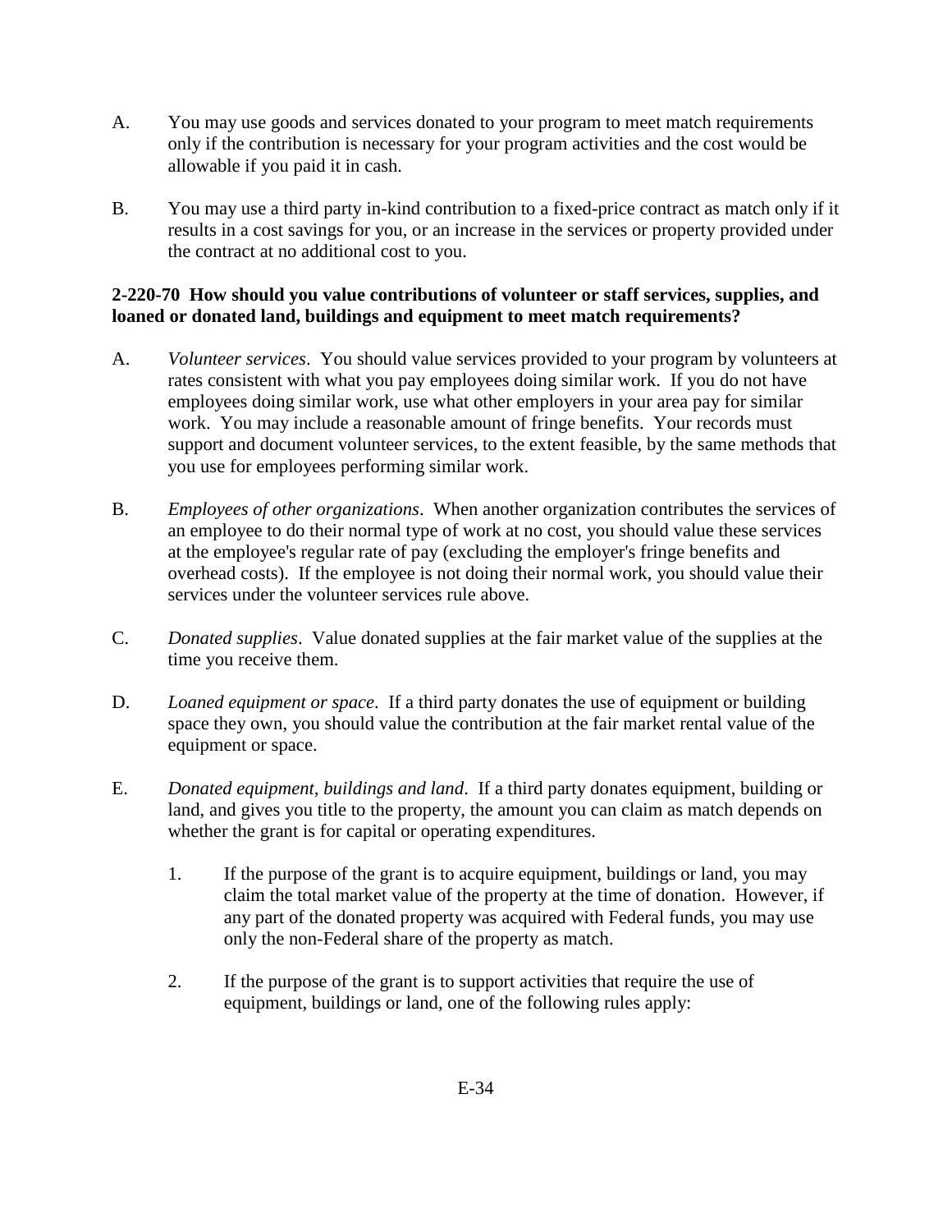A. You may use goods and services donated to your program to meet match requirements only if the contribution is necessary for your program activities and the cost would be allowable if you paid it in cash.

B. You may use a third party in-kind contribution to a fixed-price contract as match only if it results in a cost savings for you, or an increase in the services or property provided under the contract at no additional cost to you.

**2-220-70 How should you value contributions of volunteer or staff services, supplies, and loaned or donated land, buildings and equipment to meet match requirements?**

A. *Volunteer services*. You should value services provided to your program by volunteers at rates consistent with what you pay employees doing similar work. If you do not have employees doing similar work, use what other employers in your area pay for similar work. You may include a reasonable amount of fringe benefits. Your records must support and document volunteer services, to the extent feasible, by the same methods that you use for employees performing similar work.

B. *Employees of other organizations*. When another organization contributes the services of an employee to do their normal type of work at no cost, you should value these services at the employee's regular rate of pay (excluding the employer's fringe benefits and overhead costs). If the employee is not doing their normal work, you should value their services under the volunteer services rule above.

C. *Donated supplies*. Value donated supplies at the fair market value of the supplies at the time you receive them.

D. *Loaned equipment or space*. If a third party donates the use of equipment or building space they own, you should value the contribution at the fair market rental value of the equipment or space.

E. *Donated equipment, buildings and land*. If a third party donates equipment, building or land, and gives you title to the property, the amount you can claim as match depends on whether the grant is for capital or operating expenditures.

   1. If the purpose of the grant is to acquire equipment, buildings or land, you may claim the total market value of the property at the time of donation. However, if any part of the donated property was acquired with Federal funds, you may use only the non-Federal share of the property as match.

   2. If the purpose of the grant is to support activities that require the use of equipment, buildings or land, one of the following rules apply: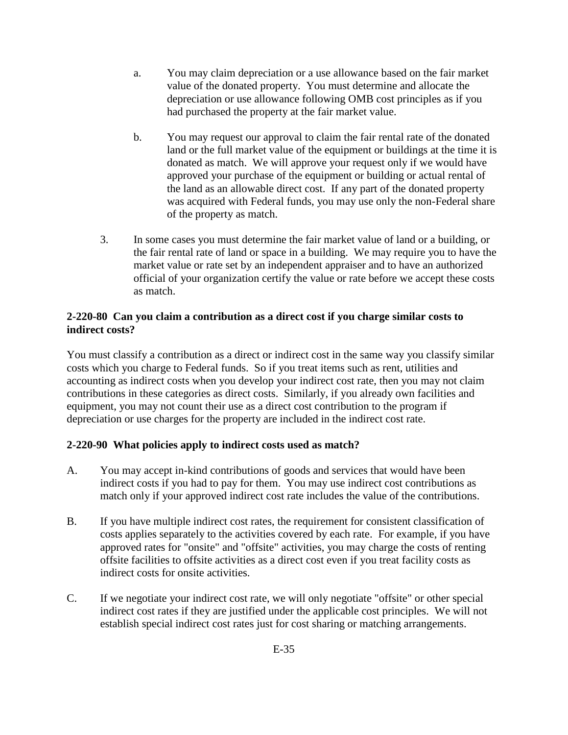a. You may claim depreciation or a use allowance based on the fair market value of the donated property. You must determine and allocate the depreciation or use allowance following OMB cost principles as if you had purchased the property at the fair market value.

b. You may request our approval to claim the fair rental rate of the donated land or the full market value of the equipment or buildings at the time it is donated as match. We will approve your request only if we would have approved your purchase of the equipment or building or actual rental of the land as an allowable direct cost. If any part of the donated property was acquired with Federal funds, you may use only the non-Federal share of the property as match.

3. In some cases you must determine the fair market value of land or a building, or the fair rental rate of land or space in a building. We may require you to have the market value or rate set by an independent appraiser and to have an authorized official of your organization certify the value or rate before we accept these costs as match.

**2-220-80 Can you claim a contribution as a direct cost if you charge similar costs to indirect costs?**

You must classify a contribution as a direct or indirect cost in the same way you classify similar costs which you charge to Federal funds. So if you treat items such as rent, utilities and accounting as indirect costs when you develop your indirect cost rate, then you may not claim contributions in these categories as direct costs. Similarly, if you already own facilities and equipment, you may not count their use as a direct cost contribution to the program if depreciation or use charges for the property are included in the indirect cost rate.

**2-220-90 What policies apply to indirect costs used as match?**

A. You may accept in-kind contributions of goods and services that would have been indirect costs if you had to pay for them. You may use indirect cost contributions as match only if your approved indirect cost rate includes the value of the contributions.

B. If you have multiple indirect cost rates, the requirement for consistent classification of costs applies separately to the activities covered by each rate. For example, if you have approved rates for "onsite" and "offsite" activities, you may charge the costs of renting offsite facilities to offsite activities as a direct cost even if you treat facility costs as indirect costs for onsite activities.

C. If we negotiate your indirect cost rate, we will only negotiate "offsite" or other special indirect cost rates if they are justified under the applicable cost principles. We will not establish special indirect cost rates just for cost sharing or matching arrangements.